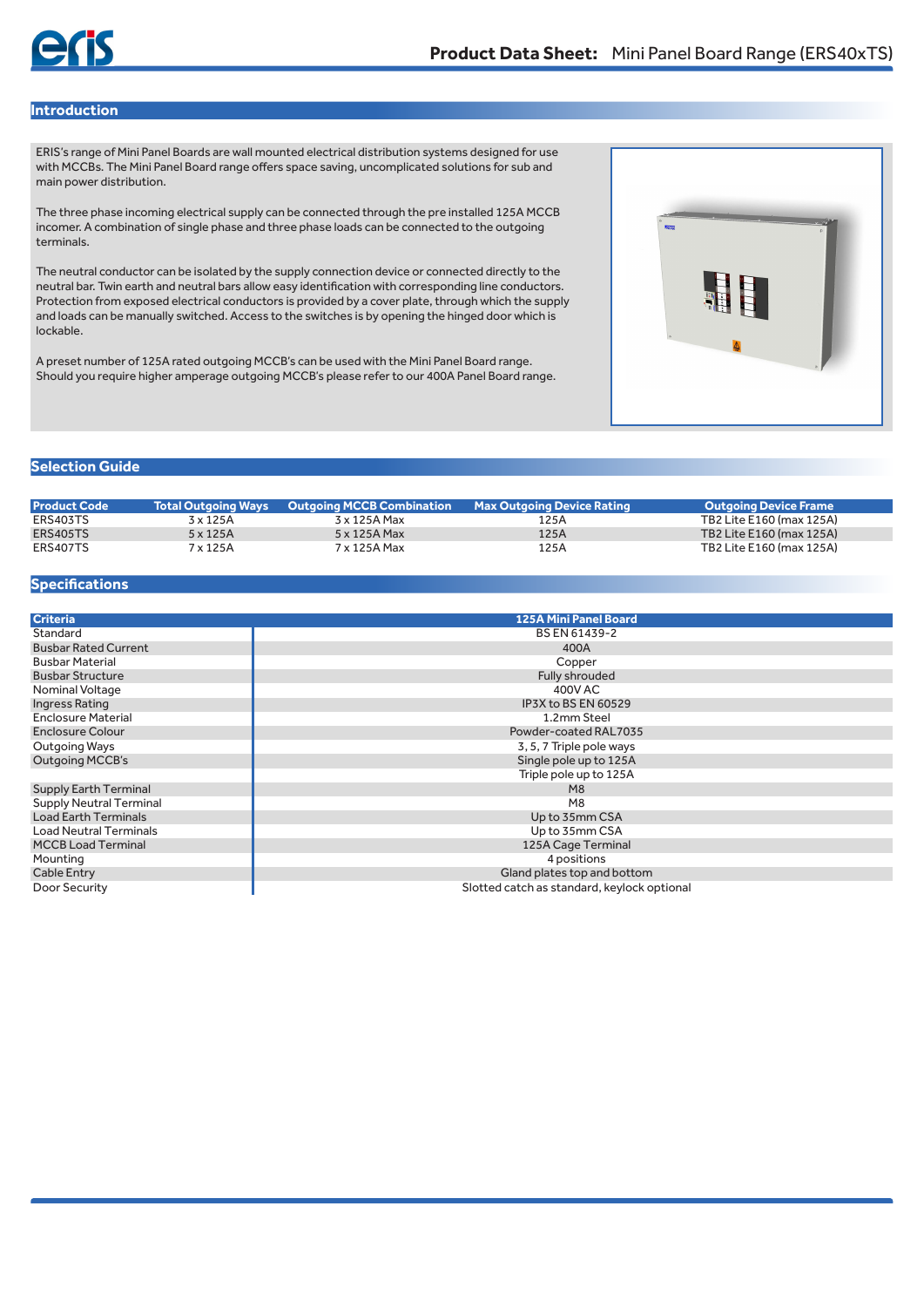# Product Data Sheet: Mini Panel Board Range (ERS40xTS)

## Introduction

ERIS's range of Mini Panel Boards are wall mounted electrical distribution systems designed for use with MCCBs. The Mini Panel Board range offers space saving, uncomplicated solutions for sub and main power distribution.

The three phase incoming electrical supply can be connected through the pre installed 125A MCCB incomer. A combination of single phase and three phase loads can be connected to the outgoing terminals.

The neutral conductor can be isolated by the supply connection device or connected directly to the neutral bar. Twin earth and neutral bars allow easy identification with corresponding line conductors. Protection from exposed electrical conductors is provided by a cover plate, through which the supply and loads can be manually switched. Access to the switches is by opening the hinged door which is lockable.

A preset number of 125A rated outgoing MCCB's can be used with the Mini Panel Board range. Should you require higher amperage outgoing MCCB's please refer to our 400A Panel Board range.

## Selection Guide

| Product Code | Total Outgoing Ways | Outgoing MCCB Combination | Max Outgoing Device Rating | Outgoing Device Frame |
|---|---|---|---|---|
| ERS403TS | 3 x 125A | 3 x 125A Max | 125A | TB2 Lite E160 (max 125A) |
| ERS405TS | 5 x 125A | 5 x 125A Max | 125A | TB2 Lite E160 (max 125A) |
| ERS407TS | 7 x 125A | 7 x 125A Max | 125A | TB2 Lite E160 (max 125A) |

## Specifications

| Criteria | 125A Mini Panel Board |
|---|---|
| Standard | BS EN 61439-2 |
| Busbar Rated Current | 400A |
| Busbar Material | Copper |
| Busbar Structure | Fully shrouded |
| Nominal Voltage | 400V AC |
| Ingress Rating | IP3X to BS EN 60529 |
| Enclosure Material | 1.2mm Steel |
| Enclosure Colour | Powder-coated RAL7035 |
| Outgoing Ways | 3, 5, 7 Triple pole ways |
| Outgoing MCCB's | Single pole up to 125A |
| | Triple pole up to 125A |
| Supply Earth Terminal | M8 |
| Supply Neutral Terminal | M8 |
| Load Earth Terminals | Up to 35mm CSA |
| Load Neutral Terminals | Up to 35mm CSA |
| MCCB Load Terminal | 125A Cage Terminal |
| Mounting | 4 positions |
| Cable Entry | Gland plates top and bottom |
| Door Security | Slotted catch as standard, keylock optional |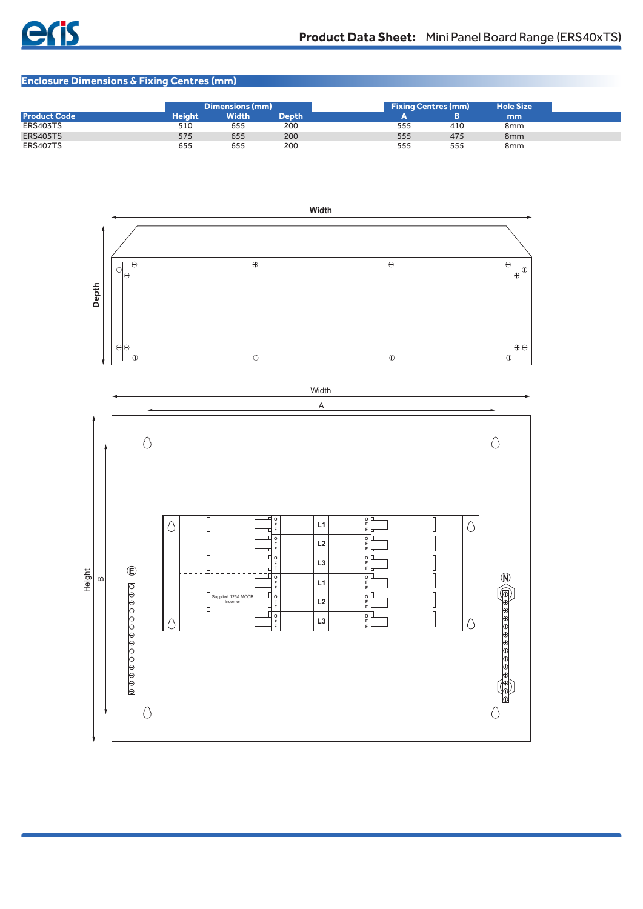## Enclosure Dimensions & Fixing Centres (mm)

| Product Code | Dimensions (mm) Height | Width | Depth | Fixing Centres (mm) A | B | Hole Size mm |
|---|---|---|---|---|---|---|
| ERS403TS | 510 | 655 | 200 | 555 | 410 | 8mm |
| ERS405TS | 575 | 655 | 200 | 555 | 475 | 8mm |
| ERS407TS | 655 | 655 | 200 | 555 | 555 | 8mm |

Width

Depth

Width

A

Height

B

E

N

L1

L2

L3

L1

L2

L3

OFF

Supplied 125A MCCB Incomer